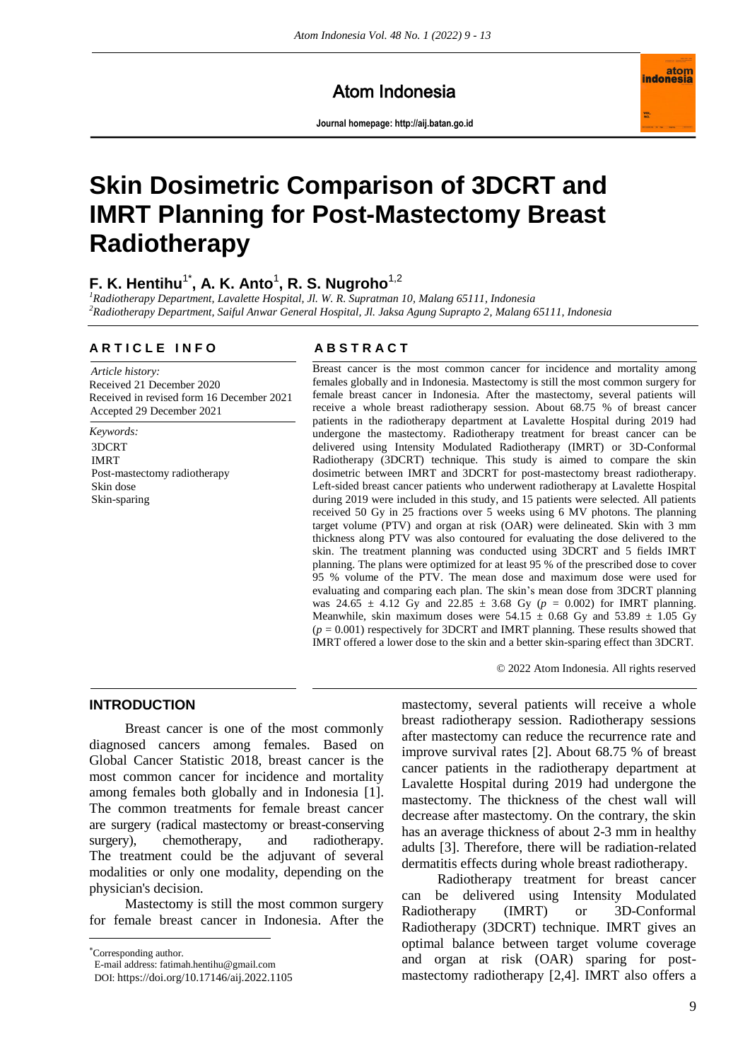Atom Indonesia

Journal homepage: http://aij.batan.go.id

# Skin Dosimetric Comparison of 3DCRT and IMRT Planning for Post-Mastectomy Breast Radiotherapy

**F. K. Hentihu**[1*], **A. K. Anto**[1], **R. S. Nugroho**[1,2]

[1] *Radiotherapy Department, Lavalette Hospital, Jl. W. R. Supratman 10, Malang 65111, Indonesia*
[2] *Radiotherapy Department, Saiful Anwar General Hospital, Jl. Jaksa Agung Suprapto 2, Malang 65111, Indonesia*

## ARTICLE INFO

*Article history:*
Received 21 December 2020
Received in revised form 16 December 2021
Accepted 29 December 2021

*Keywords:*
3DCRT
IMRT
Post-mastectomy radiotherapy
Skin dose
Skin-sparing

## ABSTRACT

Breast cancer is the most common cancer for incidence and mortality among females globally and in Indonesia. Mastectomy is still the most common surgery for female breast cancer in Indonesia. After the mastectomy, several patients will receive a whole breast radiotherapy session. About 68.75 % of breast cancer patients in the radiotherapy department at Lavalette Hospital during 2019 had undergone the mastectomy. Radiotherapy treatment for breast cancer can be delivered using Intensity Modulated Radiotherapy (IMRT) or 3D-Conformal Radiotherapy (3DCRT) technique. This study is aimed to compare the skin dosimetric between IMRT and 3DCRT for post-mastectomy breast radiotherapy. Left-sided breast cancer patients who underwent radiotherapy at Lavalette Hospital during 2019 were included in this study, and 15 patients were selected. All patients received 50 Gy in 25 fractions over 5 weeks using 6 MV photons. The planning target volume (PTV) and organ at risk (OAR) were delineated. Skin with 3 mm thickness along PTV was also contoured for evaluating the dose delivered to the skin. The treatment planning was conducted using 3DCRT and 5 fields IMRT planning. The plans were optimized for at least 95 % of the prescribed dose to cover 95 % volume of the PTV. The mean dose and maximum dose were used for evaluating and comparing each plan. The skin's mean dose from 3DCRT planning was $24.65 \pm 4.12$ Gy and $22.85 \pm 3.68$ Gy ($p = 0.002$) for IMRT planning. Meanwhile, skin maximum doses were $54.15 \pm 0.68$ Gy and $53.89 \pm 1.05$ Gy ($p = 0.001$) respectively for 3DCRT and IMRT planning. These results showed that IMRT offered a lower dose to the skin and a better skin-sparing effect than 3DCRT.

© 2022 Atom Indonesia. All rights reserved

## INTRODUCTION

Breast cancer is one of the most commonly diagnosed cancers among females. Based on Global Cancer Statistic 2018, breast cancer is the most common cancer for incidence and mortality among females both globally and in Indonesia [1]. The common treatments for female breast cancer are surgery (radical mastectomy or breast-conserving surgery), chemotherapy, and radiotherapy. The treatment could be the adjuvant of several modalities or only one modality, depending on the physician's decision.

Mastectomy is still the most common surgery for female breast cancer in Indonesia. After the mastectomy, several patients will receive a whole breast radiotherapy session. Radiotherapy sessions after mastectomy can reduce the recurrence rate and improve survival rates [2]. About 68.75 % of breast cancer patients in the radiotherapy department at Lavalette Hospital during 2019 had undergone the mastectomy. The thickness of the chest wall will decrease after mastectomy. On the contrary, the skin has an average thickness of about 2-3 mm in healthy adults [3]. Therefore, there will be radiation-related dermatitis effects during whole breast radiotherapy.

Radiotherapy treatment for breast cancer can be delivered using Intensity Modulated Radiotherapy (IMRT) or 3D-Conformal Radiotherapy (3DCRT) technique. IMRT gives an optimal balance between target volume coverage and organ at risk (OAR) sparing for post-mastectomy radiotherapy [2,4]. IMRT also offers a

[*] Corresponding author.
E-mail address: fatimah.hentihu@gmail.com
DOI: https://doi.org/10.17146/aij.2022.1105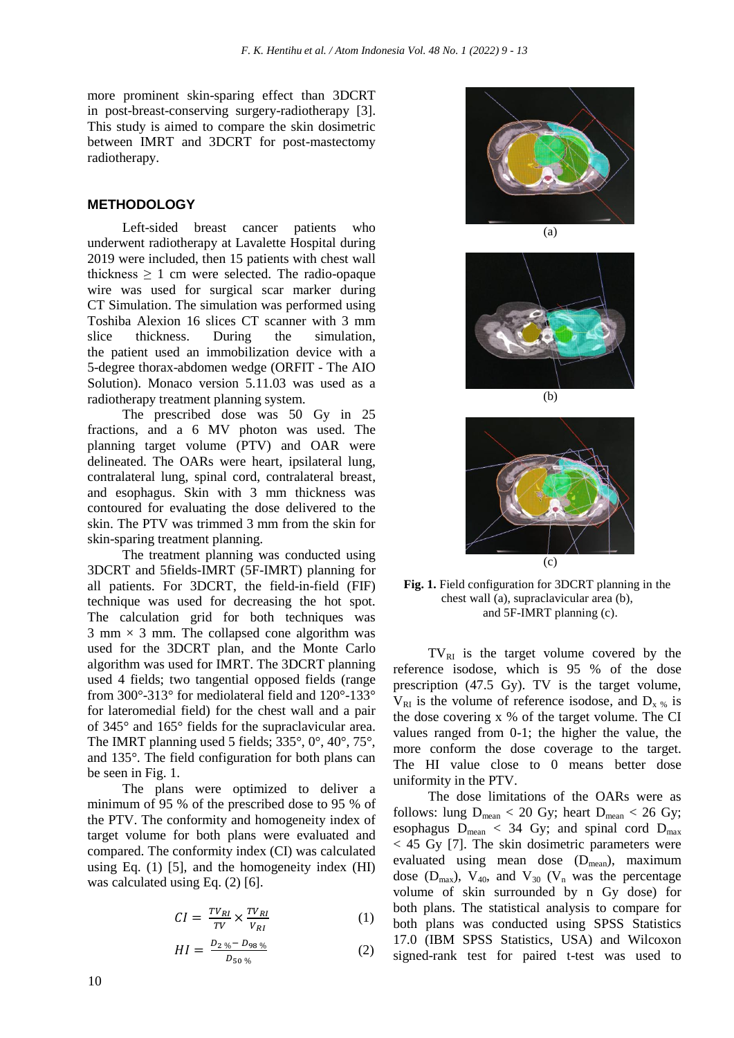more prominent skin-sparing effect than 3DCRT in post-breast-conserving surgery-radiotherapy [3]. This study is aimed to compare the skin dosimetric between IMRT and 3DCRT for post-mastectomy radiotherapy.

## METHODOLOGY

Left-sided breast cancer patients who underwent radiotherapy at Lavalette Hospital during 2019 were included, then 15 patients with chest wall thickness $\geq$ 1 cm were selected. The radio-opaque wire was used for surgical scar marker during CT Simulation. The simulation was performed using Toshiba Alexion 16 slices CT scanner with 3 mm slice thickness. During the simulation, the patient used an immobilization device with a 5-degree thorax-abdomen wedge (ORFIT - The AIO Solution). Monaco version 5.11.03 was used as a radiotherapy treatment planning system.

The prescribed dose was 50 Gy in 25 fractions, and a 6 MV photon was used. The planning target volume (PTV) and OAR were delineated. The OARs were heart, ipsilateral lung, contralateral lung, spinal cord, contralateral breast, and esophagus. Skin with 3 mm thickness was contoured for evaluating the dose delivered to the skin. The PTV was trimmed 3 mm from the skin for skin-sparing treatment planning.

The treatment planning was conducted using 3DCRT and 5fields-IMRT (5F-IMRT) planning for all patients. For 3DCRT, the field-in-field (FIF) technique was used for decreasing the hot spot. The calculation grid for both techniques was 3 mm $\times$ 3 mm. The collapsed cone algorithm was used for the 3DCRT plan, and the Monte Carlo algorithm was used for IMRT. The 3DCRT planning used 4 fields; two tangential opposed fields (range from 300°-313° for mediolateral field and 120°-133° for lateromedial field) for the chest wall and a pair of 345° and 165° fields for the supraclavicular area. The IMRT planning used 5 fields; 335°, 0°, 40°, 75°, and 135°. The field configuration for both plans can be seen in Fig. 1.

The plans were optimized to deliver a minimum of 95 % of the prescribed dose to 95 % of the PTV. The conformity and homogeneity index of target volume for both plans were evaluated and compared. The conformity index (CI) was calculated using Eq. (1) [5], and the homogeneity index (HI) was calculated using Eq. (2) [6].

$$CI = \frac{TV_{RI}}{TV} \times \frac{TV_{RI}}{V_{RI}} \tag{1}$$

$$HI = \frac{D_{2\,\%} - D_{98\,\%}}{D_{50\,\%}} \tag{2}$$

(a)

(b)

(c)

**Fig. 1.** Field configuration for 3DCRT planning in the chest wall (a), supraclavicular area (b), and 5F-IMRT planning (c).

$TV_{RI}$ is the target volume covered by the reference isodose, which is 95 % of the dose prescription (47.5 Gy). TV is the target volume, $V_{RI}$ is the volume of reference isodose, and $D_{x\,\%}$ is the dose covering x % of the target volume. The CI values ranged from 0-1; the higher the value, the more conform the dose coverage to the target. The HI value close to 0 means better dose uniformity in the PTV.

The dose limitations of the OARs were as follows: lung $D_{mean}$ < 20 Gy; heart $D_{mean}$ < 26 Gy; esophagus $D_{mean}$ < 34 Gy; and spinal cord $D_{max}$ < 45 Gy [7]. The skin dosimetric parameters were evaluated using mean dose ($D_{mean}$), maximum dose ($D_{max}$), $V_{40}$, and $V_{30}$ ($V_n$ was the percentage volume of skin surrounded by n Gy dose) for both plans. The statistical analysis to compare for both plans was conducted using SPSS Statistics 17.0 (IBM SPSS Statistics, USA) and Wilcoxon signed-rank test for paired t-test was used to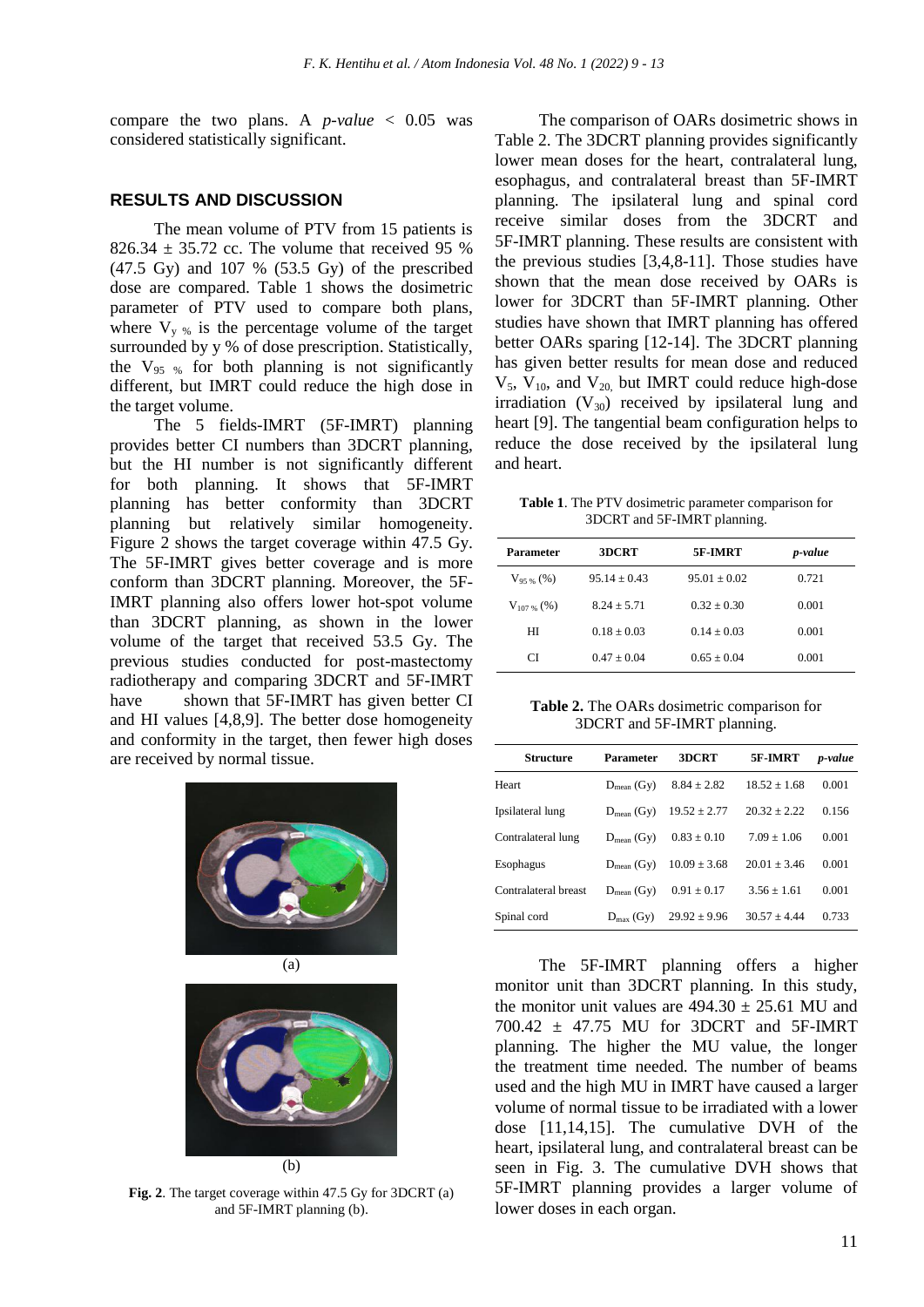compare the two plans. A *p-value* < 0.05 was considered statistically significant.

## RESULTS AND DISCUSSION

The mean volume of PTV from 15 patients is 826.34 ± 35.72 cc. The volume that received 95 % (47.5 Gy) and 107 % (53.5 Gy) of the prescribed dose are compared. Table 1 shows the dosimetric parameter of PTV used to compare both plans, where $V_{y\,\%}$ is the percentage volume of the target surrounded by y % of dose prescription. Statistically, the $V_{95\,\%}$ for both planning is not significantly different, but IMRT could reduce the high dose in the target volume.

The 5 fields-IMRT (5F-IMRT) planning provides better CI numbers than 3DCRT planning, but the HI number is not significantly different for both planning. It shows that 5F-IMRT planning has better conformity than 3DCRT planning but relatively similar homogeneity. Figure 2 shows the target coverage within 47.5 Gy. The 5F-IMRT gives better coverage and is more conform than 3DCRT planning. Moreover, the 5F-IMRT planning also offers lower hot-spot volume than 3DCRT planning, as shown in the lower volume of the target that received 53.5 Gy. The previous studies conducted for post-mastectomy radiotherapy and comparing 3DCRT and 5F-IMRT have shown that 5F-IMRT has given better CI and HI values [4,8,9]. The better dose homogeneity and conformity in the target, then fewer high doses are received by normal tissue.

(a)

(b)

**Fig. 2**. The target coverage within 47.5 Gy for 3DCRT (a) and 5F-IMRT planning (b).

The comparison of OARs dosimetric shows in Table 2. The 3DCRT planning provides significantly lower mean doses for the heart, contralateral lung, esophagus, and contralateral breast than 5F-IMRT planning. The ipsilateral lung and spinal cord receive similar doses from the 3DCRT and 5F-IMRT planning. These results are consistent with the previous studies [3,4,8-11]. Those studies have shown that the mean dose received by OARs is lower for 3DCRT than 5F-IMRT planning. Other studies have shown that IMRT planning has offered better OARs sparing [12-14]. The 3DCRT planning has given better results for mean dose and reduced $V_5$, $V_{10}$, and $V_{20}$, but IMRT could reduce high-dose irradiation ($V_{30}$) received by ipsilateral lung and heart [9]. The tangential beam configuration helps to reduce the dose received by the ipsilateral lung and heart.

**Table 1**. The PTV dosimetric parameter comparison for 3DCRT and 5F-IMRT planning.

| Parameter | 3DCRT | 5F-IMRT | *p-value* |
|---|---|---|---|
| $V_{95\,\%}$ (%) | 95.14 ± 0.43 | 95.01 ± 0.02 | 0.721 |
| $V_{107\,\%}$ (%) | 8.24 ± 5.71 | 0.32 ± 0.30 | 0.001 |
| HI | 0.18 ± 0.03 | 0.14 ± 0.03 | 0.001 |
| CI | 0.47 ± 0.04 | 0.65 ± 0.04 | 0.001 |

**Table 2.** The OARs dosimetric comparison for 3DCRT and 5F-IMRT planning.

| Structure | Parameter | 3DCRT | 5F-IMRT | *p-value* |
|---|---|---|---|---|
| Heart | $D_{mean}$ (Gy) | 8.84 ± 2.82 | 18.52 ± 1.68 | 0.001 |
| Ipsilateral lung | $D_{mean}$ (Gy) | 19.52 ± 2.77 | 20.32 ± 2.22 | 0.156 |
| Contralateral lung | $D_{mean}$ (Gy) | 0.83 ± 0.10 | 7.09 ± 1.06 | 0.001 |
| Esophagus | $D_{mean}$ (Gy) | 10.09 ± 3.68 | 20.01 ± 3.46 | 0.001 |
| Contralateral breast | $D_{mean}$ (Gy) | 0.91 ± 0.17 | 3.56 ± 1.61 | 0.001 |
| Spinal cord | $D_{max}$ (Gy) | 29.92 ± 9.96 | 30.57 ± 4.44 | 0.733 |

The 5F-IMRT planning offers a higher monitor unit than 3DCRT planning. In this study, the monitor unit values are 494.30 ± 25.61 MU and 700.42 ± 47.75 MU for 3DCRT and 5F-IMRT planning. The higher the MU value, the longer the treatment time needed. The number of beams used and the high MU in IMRT have caused a larger volume of normal tissue to be irradiated with a lower dose [11,14,15]. The cumulative DVH of the heart, ipsilateral lung, and contralateral breast can be seen in Fig. 3. The cumulative DVH shows that 5F-IMRT planning provides a larger volume of lower doses in each organ.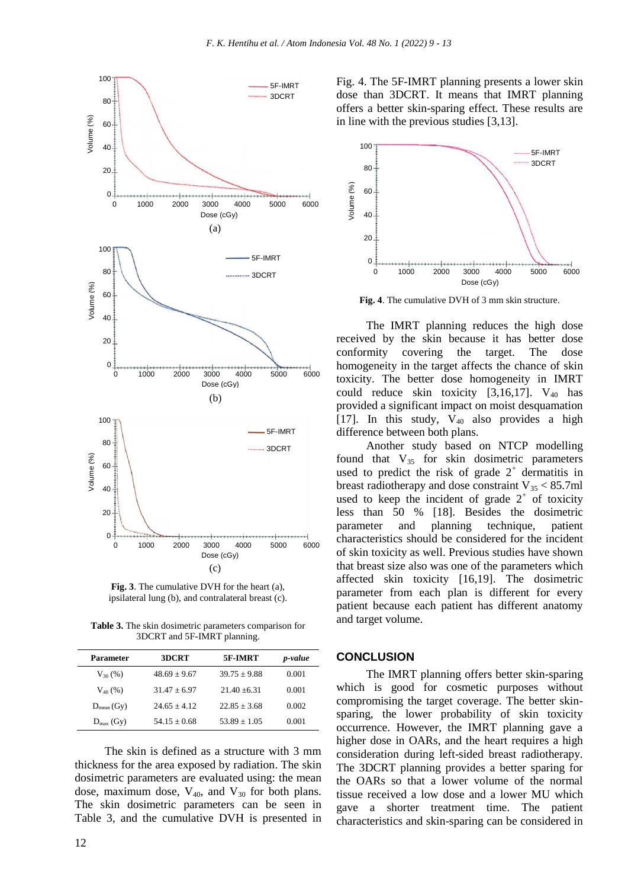Fig. 3. The cumulative DVH for the heart (a), ipsilateral lung (b), and contralateral breast (c).

**Table 3.** The skin dosimetric parameters comparison for 3DCRT and 5F-IMRT planning.

| Parameter | 3DCRT | 5F-IMRT | *p-value* |
|---|---|---|---|
| $V_{30}$ (%) | 48.69 ± 9.67 | 39.75 ± 9.88 | 0.001 |
| $V_{40}$ (%) | 31.47 ± 6.97 | 21.40 ±6.31 | 0.001 |
| $D_{mean}$ (Gy) | 24.65 ± 4.12 | 22.85 ± 3.68 | 0.002 |
| $D_{max}$ (Gy) | 54.15 ± 0.68 | 53.89 ± 1.05 | 0.001 |

The skin is defined as a structure with 3 mm thickness for the area exposed by radiation. The skin dosimetric parameters are evaluated using: the mean dose, maximum dose, $V_{40}$, and $V_{30}$ for both plans. The skin dosimetric parameters can be seen in Table 3, and the cumulative DVH is presented in Fig. 4. The 5F-IMRT planning presents a lower skin dose than 3DCRT. It means that IMRT planning offers a better skin-sparing effect. These results are in line with the previous studies [3,13].

**Fig. 4**. The cumulative DVH of 3 mm skin structure.

The IMRT planning reduces the high dose received by the skin because it has better dose conformity covering the target. The dose homogeneity in the target affects the chance of skin toxicity. The better dose homogeneity in IMRT could reduce skin toxicity [3,16,17]. $V_{40}$ has provided a significant impact on moist desquamation [17]. In this study, $V_{40}$ also provides a high difference between both plans.

Another study based on NTCP modelling found that $V_{35}$ for skin dosimetric parameters used to predict the risk of grade $2^+$ dermatitis in breast radiotherapy and dose constraint $V_{35} < 85.7$ml used to keep the incident of grade $2^+$ of toxicity less than 50 % [18]. Besides the dosimetric parameter and planning technique, patient characteristics should be considered for the incident of skin toxicity as well. Previous studies have shown that breast size also was one of the parameters which affected skin toxicity [16,19]. The dosimetric parameter from each plan is different for every patient because each patient has different anatomy and target volume.

## CONCLUSION

The IMRT planning offers better skin-sparing which is good for cosmetic purposes without compromising the target coverage. The better skin-sparing, the lower probability of skin toxicity occurrence. However, the IMRT planning gave a higher dose in OARs, and the heart requires a high consideration during left-sided breast radiotherapy. The 3DCRT planning provides a better sparing for the OARs so that a lower volume of the normal tissue received a low dose and a lower MU which gave a shorter treatment time. The patient characteristics and skin-sparing can be considered in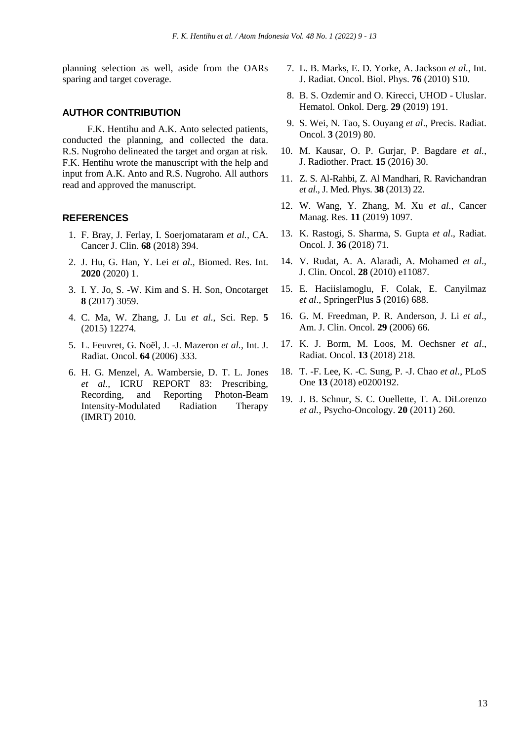planning selection as well, aside from the OARs sparing and target coverage.

## AUTHOR CONTRIBUTION

F.K. Hentihu and A.K. Anto selected patients, conducted the planning, and collected the data. R.S. Nugroho delineated the target and organ at risk. F.K. Hentihu wrote the manuscript with the help and input from A.K. Anto and R.S. Nugroho. All authors read and approved the manuscript.

## REFERENCES

1. F. Bray, J. Ferlay, I. Soerjomataram *et al.*, CA. Cancer J. Clin. **68** (2018) 394.
2. J. Hu, G. Han, Y. Lei *et al.*, Biomed. Res. Int. **2020** (2020) 1.
3. I. Y. Jo, S. -W. Kim and S. H. Son, Oncotarget **8** (2017) 3059.
4. C. Ma, W. Zhang, J. Lu *et al.*, Sci. Rep. **5** (2015) 12274.
5. L. Feuvret, G. Noël, J. -J. Mazeron *et al.*, Int. J. Radiat. Oncol. **64** (2006) 333.
6. H. G. Menzel, A. Wambersie, D. T. L. Jones *et al.*, ICRU REPORT 83: Prescribing, Recording, and Reporting Photon-Beam Intensity-Modulated Radiation Therapy (IMRT) 2010.
7. L. B. Marks, E. D. Yorke, A. Jackson *et al.*, Int. J. Radiat. Oncol. Biol. Phys. **76** (2010) S10.
8. B. S. Ozdemir and O. Kirecci, UHOD - Uluslar. Hematol. Onkol. Derg. **29** (2019) 191.
9. S. Wei, N. Tao, S. Ouyang *et al*., Precis. Radiat. Oncol. **3** (2019) 80.
10. M. Kausar, O. P. Gurjar, P. Bagdare *et al.*, J. Radiother. Pract. **15** (2016) 30.
11. Z. S. Al-Rahbi, Z. Al Mandhari, R. Ravichandran *et al.*, J. Med. Phys. **38** (2013) 22.
12. W. Wang, Y. Zhang, M. Xu *et al.*, Cancer Manag. Res. **11** (2019) 1097.
13. K. Rastogi, S. Sharma, S. Gupta *et al*., Radiat. Oncol. J. **36** (2018) 71.
14. V. Rudat, A. A. Alaradi, A. Mohamed *et al*., J. Clin. Oncol. **28** (2010) e11087.
15. E. Haciislamoglu, F. Colak, E. Canyilmaz *et al*., SpringerPlus **5** (2016) 688.
16. G. M. Freedman, P. R. Anderson, J. Li *et al*., Am. J. Clin. Oncol. **29** (2006) 66.
17. K. J. Borm, M. Loos, M. Oechsner *et al*., Radiat. Oncol. **13** (2018) 218.
18. T. -F. Lee, K. -C. Sung, P. -J. Chao *et al.*, PLoS One **13** (2018) e0200192.
19. J. B. Schnur, S. C. Ouellette, T. A. DiLorenzo *et al.*, Psycho-Oncology. **20** (2011) 260.